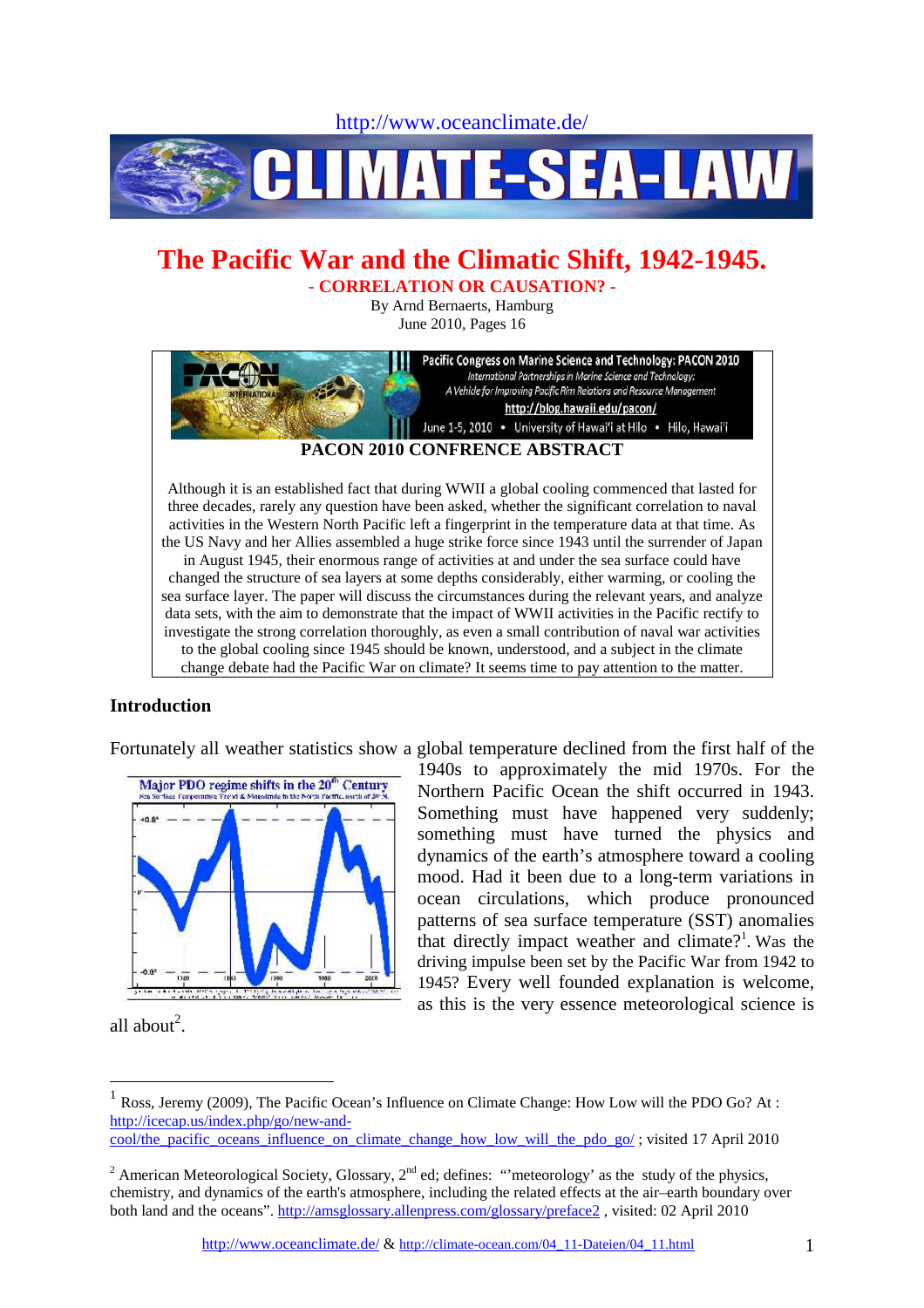http://www.oceanclimate.de/

# The Pacific War and the Climatic Shift, 1942-1945.

## - CORRELATION OR CAUSATION? -

By Arnd Bernaerts, Hamburg
June 2010, Pages 16

**PACON 2010 CONFRENCE ABSTRACT**

Although it is an established fact that during WWII a global cooling commenced that lasted for three decades, rarely any question have been asked, whether the significant correlation to naval activities in the Western North Pacific left a fingerprint in the temperature data at that time. As the US Navy and her Allies assembled a huge strike force since 1943 until the surrender of Japan in August 1945, their enormous range of activities at and under the sea surface could have changed the structure of sea layers at some depths considerably, either warming, or cooling the sea surface layer. The paper will discuss the circumstances during the relevant years, and analyze data sets, with the aim to demonstrate that the impact of WWII activities in the Pacific rectify to investigate the strong correlation thoroughly, as even a small contribution of naval war activities to the global cooling since 1945 should be known, understood, and a subject in the climate change debate had the Pacific War on climate? It seems time to pay attention to the matter.

## Introduction

Fortunately all weather statistics show a global temperature declined from the first half of the 1940s to approximately the mid 1970s. For the Northern Pacific Ocean the shift occurred in 1943. Something must have happened very suddenly; something must have turned the physics and dynamics of the earth's atmosphere toward a cooling mood. Had it been due to a long-term variations in ocean circulations, which produce pronounced patterns of sea surface temperature (SST) anomalies that directly impact weather and climate?[1]. Was the driving impulse been set by the Pacific War from 1942 to 1945? Every well founded explanation is welcome, as this is the very essence meteorological science is all about[2].

---

[1] Ross, Jeremy (2009), The Pacific Ocean's Influence on Climate Change: How Low will the PDO Go? At : http://icecap.us/index.php/go/new-and-cool/the_pacific_oceans_influence_on_climate_change_how_low_will_the_pdo_go/ ; visited 17 April 2010

[2] American Meteorological Society, Glossary, 2nd ed; defines: "'meteorology' as the study of the physics, chemistry, and dynamics of the earth's atmosphere, including the related effects at the air–earth boundary over both land and the oceans". http://amsglossary.allenpress.com/glossary/preface2 , visited: 02 April 2010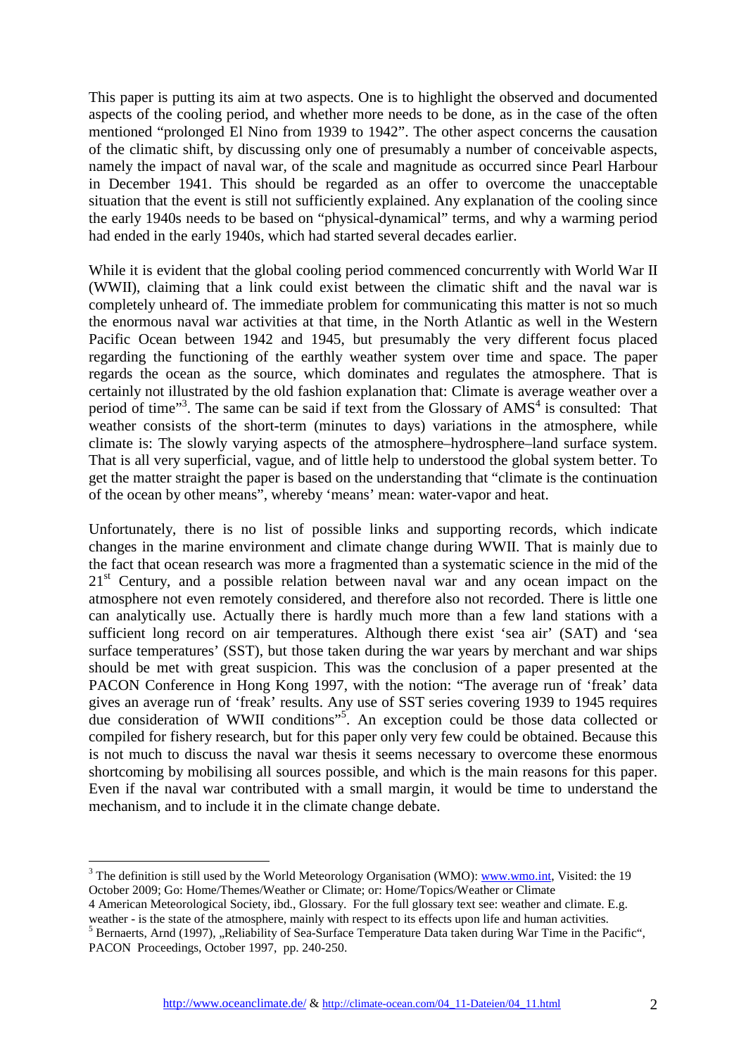This paper is putting its aim at two aspects. One is to highlight the observed and documented aspects of the cooling period, and whether more needs to be done, as in the case of the often mentioned "prolonged El Nino from 1939 to 1942". The other aspect concerns the causation of the climatic shift, by discussing only one of presumably a number of conceivable aspects, namely the impact of naval war, of the scale and magnitude as occurred since Pearl Harbour in December 1941. This should be regarded as an offer to overcome the unacceptable situation that the event is still not sufficiently explained. Any explanation of the cooling since the early 1940s needs to be based on "physical-dynamical" terms, and why a warming period had ended in the early 1940s, which had started several decades earlier.

While it is evident that the global cooling period commenced concurrently with World War II (WWII), claiming that a link could exist between the climatic shift and the naval war is completely unheard of. The immediate problem for communicating this matter is not so much the enormous naval war activities at that time, in the North Atlantic as well in the Western Pacific Ocean between 1942 and 1945, but presumably the very different focus placed regarding the functioning of the earthly weather system over time and space. The paper regards the ocean as the source, which dominates and regulates the atmosphere. That is certainly not illustrated by the old fashion explanation that: Climate is average weather over a period of time"[3]. The same can be said if text from the Glossary of AMS[4] is consulted: That weather consists of the short-term (minutes to days) variations in the atmosphere, while climate is: The slowly varying aspects of the atmosphere–hydrosphere–land surface system. That is all very superficial, vague, and of little help to understood the global system better. To get the matter straight the paper is based on the understanding that "climate is the continuation of the ocean by other means", whereby 'means' mean: water-vapor and heat.

Unfortunately, there is no list of possible links and supporting records, which indicate changes in the marine environment and climate change during WWII. That is mainly due to the fact that ocean research was more a fragmented than a systematic science in the mid of the 21[st] Century, and a possible relation between naval war and any ocean impact on the atmosphere not even remotely considered, and therefore also not recorded. There is little one can analytically use. Actually there is hardly much more than a few land stations with a sufficient long record on air temperatures. Although there exist 'sea air' (SAT) and 'sea surface temperatures' (SST), but those taken during the war years by merchant and war ships should be met with great suspicion. This was the conclusion of a paper presented at the PACON Conference in Hong Kong 1997, with the notion: "The average run of 'freak' data gives an average run of 'freak' results. Any use of SST series covering 1939 to 1945 requires due consideration of WWII conditions"[5]. An exception could be those data collected or compiled for fishery research, but for this paper only very few could be obtained. Because this is not much to discuss the naval war thesis it seems necessary to overcome these enormous shortcoming by mobilising all sources possible, and which is the main reasons for this paper. Even if the naval war contributed with a small margin, it would be time to understand the mechanism, and to include it in the climate change debate.

---

[3] The definition is still used by the World Meteorology Organisation (WMO): www.wmo.int, Visited: the 19 October 2009; Go: Home/Themes/Weather or Climate; or: Home/Topics/Weather or Climate

4 American Meteorological Society, ibd., Glossary. For the full glossary text see: weather and climate. E.g. weather - is the state of the atmosphere, mainly with respect to its effects upon life and human activities.

[5] Bernaerts, Arnd (1997), „Reliability of Sea-Surface Temperature Data taken during War Time in the Pacific", PACON Proceedings, October 1997, pp. 240-250.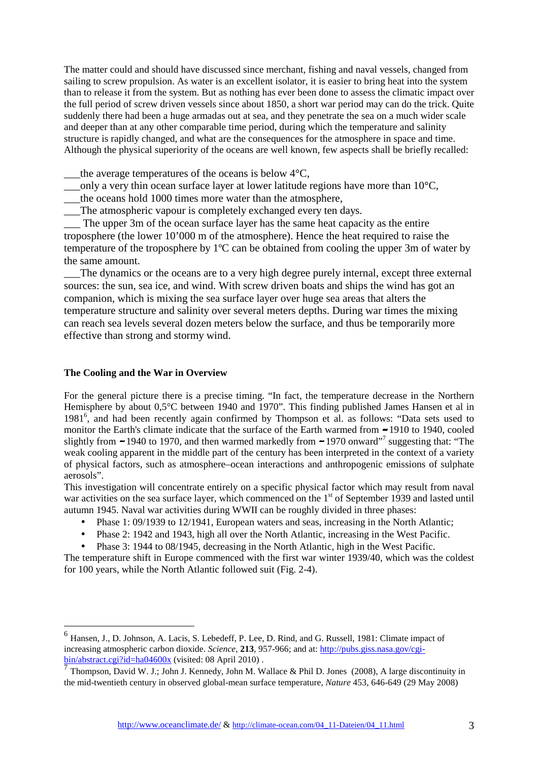The matter could and should have discussed since merchant, fishing and naval vessels, changed from sailing to screw propulsion. As water is an excellent isolator, it is easier to bring heat into the system than to release it from the system. But as nothing has ever been done to assess the climatic impact over the full period of screw driven vessels since about 1850, a short war period may can do the trick. Quite suddenly there had been a huge armadas out at sea, and they penetrate the sea on a much wider scale and deeper than at any other comparable time period, during which the temperature and salinity structure is rapidly changed, and what are the consequences for the atmosphere in space and time. Although the physical superiority of the oceans are well known, few aspects shall be briefly recalled:

___the average temperatures of the oceans is below 4°C,
___only a very thin ocean surface layer at lower latitude regions have more than 10°C,
___the oceans hold 1000 times more water than the atmosphere,
___The atmospheric vapour is completely exchanged every ten days.
___ The upper 3m of the ocean surface layer has the same heat capacity as the entire troposphere (the lower 10’000 m of the atmosphere). Hence the heat required to raise the temperature of the troposphere by 1ºC can be obtained from cooling the upper 3m of water by the same amount.
___The dynamics or the oceans are to a very high degree purely internal, except three external sources: the sun, sea ice, and wind. With screw driven boats and ships the wind has got an companion, which is mixing the sea surface layer over huge sea areas that alters the temperature structure and salinity over several meters depths. During war times the mixing can reach sea levels several dozen meters below the surface, and thus be temporarily more effective than strong and stormy wind.

### The Cooling and the War in Overview

For the general picture there is a precise timing. “In fact, the temperature decrease in the Northern Hemisphere by about 0,5°C between 1940 and 1970”. This finding published James Hansen et al in 1981[6], and had been recently again confirmed by Thompson et al. as follows: “Data sets used to monitor the Earth's climate indicate that the surface of the Earth warmed from ∼1910 to 1940, cooled slightly from ∼1940 to 1970, and then warmed markedly from ∼1970 onward”[7] suggesting that: “The weak cooling apparent in the middle part of the century has been interpreted in the context of a variety of physical factors, such as atmosphere–ocean interactions and anthropogenic emissions of sulphate aerosols”.

This investigation will concentrate entirely on a specific physical factor which may result from naval war activities on the sea surface layer, which commenced on the 1st of September 1939 and lasted until autumn 1945. Naval war activities during WWII can be roughly divided in three phases:

- Phase 1: 09/1939 to 12/1941, European waters and seas, increasing in the North Atlantic;
- Phase 2: 1942 and 1943, high all over the North Atlantic, increasing in the West Pacific.
- Phase 3: 1944 to 08/1945, decreasing in the North Atlantic, high in the West Pacific.

The temperature shift in Europe commenced with the first war winter 1939/40, which was the coldest for 100 years, while the North Atlantic followed suit (Fig. 2-4).

---

[6] Hansen, J., D. Johnson, A. Lacis, S. Lebedeff, P. Lee, D. Rind, and G. Russell, 1981: Climate impact of increasing atmospheric carbon dioxide. *Science*, **213**, 957-966; and at: http://pubs.giss.nasa.gov/cgi-bin/abstract.cgi?id=ha04600x (visited: 08 April 2010) .

[7] Thompson, David W. J.; John J. Kennedy, John M. Wallace & Phil D. Jones (2008), A large discontinuity in the mid-twentieth century in observed global-mean surface temperature, *Nature* 453, 646-649 (29 May 2008)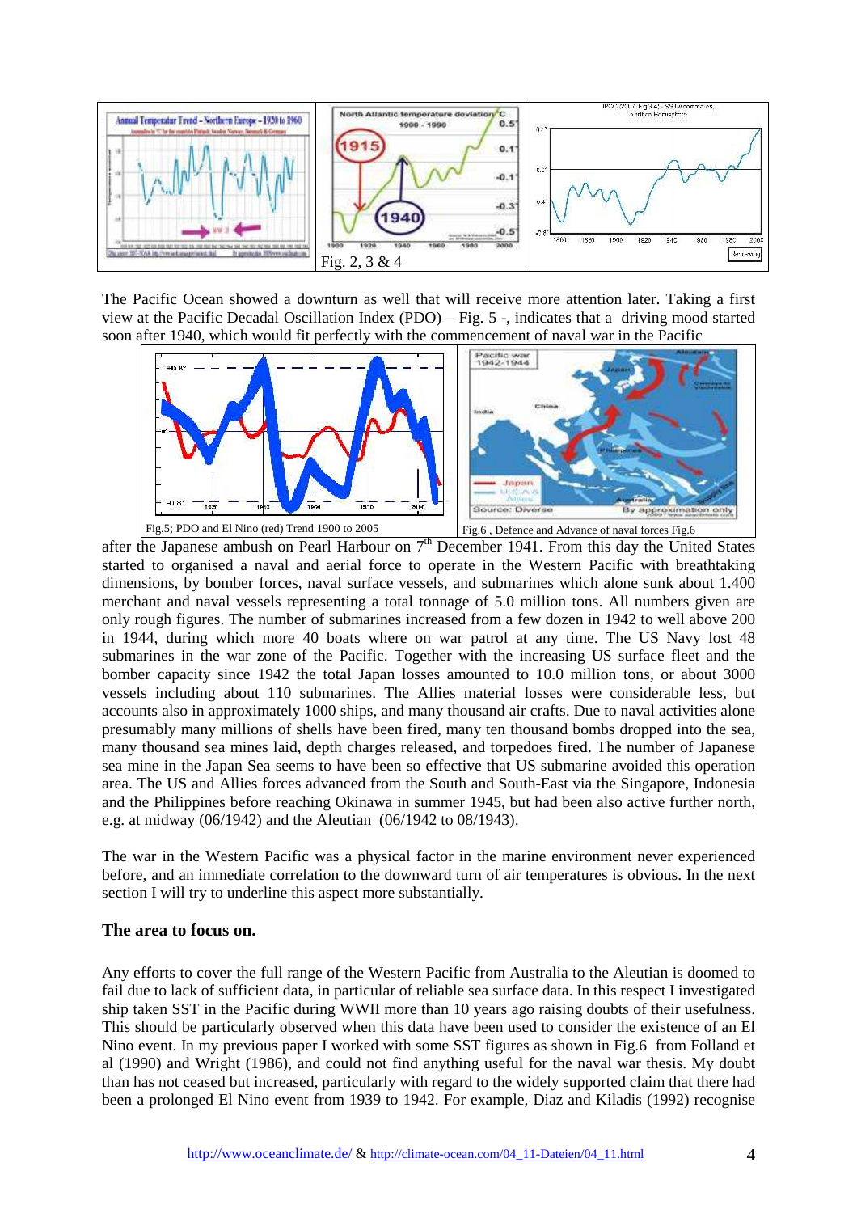Fig. 2, 3 & 4

The Pacific Ocean showed a downturn as well that will receive more attention later. Taking a first view at the Pacific Decadal Oscillation Index (PDO) – Fig. 5 -, indicates that a driving mood started soon after 1940, which would fit perfectly with the commencement of naval war in the Pacific

Fig.5; PDO and El Nino (red) Trend 1900 to 2005

Fig.6 , Defence and Advance of naval forces Fig.6

after the Japanese ambush on Pearl Harbour on 7[th] December 1941. From this day the United States started to organised a naval and aerial force to operate in the Western Pacific with breathtaking dimensions, by bomber forces, naval surface vessels, and submarines which alone sunk about 1.400 merchant and naval vessels representing a total tonnage of 5.0 million tons. All numbers given are only rough figures. The number of submarines increased from a few dozen in 1942 to well above 200 in 1944, during which more 40 boats where on war patrol at any time. The US Navy lost 48 submarines in the war zone of the Pacific. Together with the increasing US surface fleet and the bomber capacity since 1942 the total Japan losses amounted to 10.0 million tons, or about 3000 vessels including about 110 submarines. The Allies material losses were considerable less, but accounts also in approximately 1000 ships, and many thousand air crafts. Due to naval activities alone presumably many millions of shells have been fired, many ten thousand bombs dropped into the sea, many thousand sea mines laid, depth charges released, and torpedoes fired. The number of Japanese sea mine in the Japan Sea seems to have been so effective that US submarine avoided this operation area. The US and Allies forces advanced from the South and South-East via the Singapore, Indonesia and the Philippines before reaching Okinawa in summer 1945, but had been also active further north, e.g. at midway (06/1942) and the Aleutian (06/1942 to 08/1943).

The war in the Western Pacific was a physical factor in the marine environment never experienced before, and an immediate correlation to the downward turn of air temperatures is obvious. In the next section I will try to underline this aspect more substantially.

**The area to focus on.**

Any efforts to cover the full range of the Western Pacific from Australia to the Aleutian is doomed to fail due to lack of sufficient data, in particular of reliable sea surface data. In this respect I investigated ship taken SST in the Pacific during WWII more than 10 years ago raising doubts of their usefulness. This should be particularly observed when this data have been used to consider the existence of an El Nino event. In my previous paper I worked with some SST figures as shown in Fig.6 from Folland et al (1990) and Wright (1986), and could not find anything useful for the naval war thesis. My doubt than has not ceased but increased, particularly with regard to the widely supported claim that there had been a prolonged El Nino event from 1939 to 1942. For example, Diaz and Kiladis (1992) recognise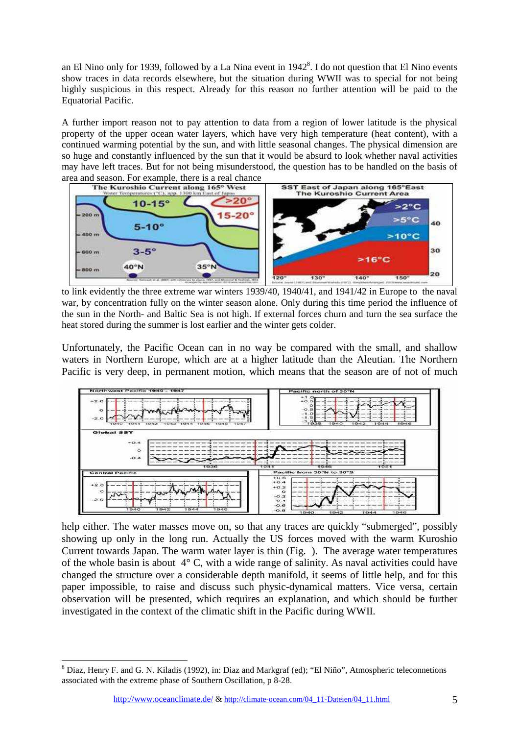an El Nino only for 1939, followed by a La Nina event in 1942[8]. I do not question that El Nino events show traces in data records elsewhere, but the situation during WWII was to special for not being highly suspicious in this respect. Already for this reason no further attention will be paid to the Equatorial Pacific.

A further import reason not to pay attention to data from a region of lower latitude is the physical property of the upper ocean water layers, which have very high temperature (heat content), with a continued warming potential by the sun, and with little seasonal changes. The physical dimension are so huge and constantly influenced by the sun that it would be absurd to look whether naval activities may have left traces. But for not being misunderstood, the question has to be handled on the basis of area and season. For example, there is a real chance to link evidently the three extreme war winters 1939/40, 1940/41, and 1941/42 in Europe to the naval war, by concentration fully on the winter season alone. Only during this time period the influence of the sun in the North- and Baltic Sea is not high. If external forces churn and turn the sea surface the heat stored during the summer is lost earlier and the winter gets colder.

Unfortunately, the Pacific Ocean can in no way be compared with the small, and shallow waters in Northern Europe, which are at a higher latitude than the Aleutian. The Northern Pacific is very deep, in permanent motion, which means that the season are of not of much help either. The water masses move on, so that any traces are quickly "submerged", possibly showing up only in the long run. Actually the US forces moved with the warm Kuroshio Current towards Japan. The warm water layer is thin (Fig. ). The average water temperatures of the whole basin is about 4° C, with a wide range of salinity. As naval activities could have changed the structure over a considerable depth manifold, it seems of little help, and for this paper impossible, to raise and discuss such physic-dynamical matters. Vice versa, certain observation will be presented, which requires an explanation, and which should be further investigated in the context of the climatic shift in the Pacific during WWII.

---

[8] Diaz, Henry F. and G. N. Kiladis (1992), in: Diaz and Markgraf (ed); "El Niño", Atmospheric teleconnetions associated with the extreme phase of Southern Oscillation, p 8-28.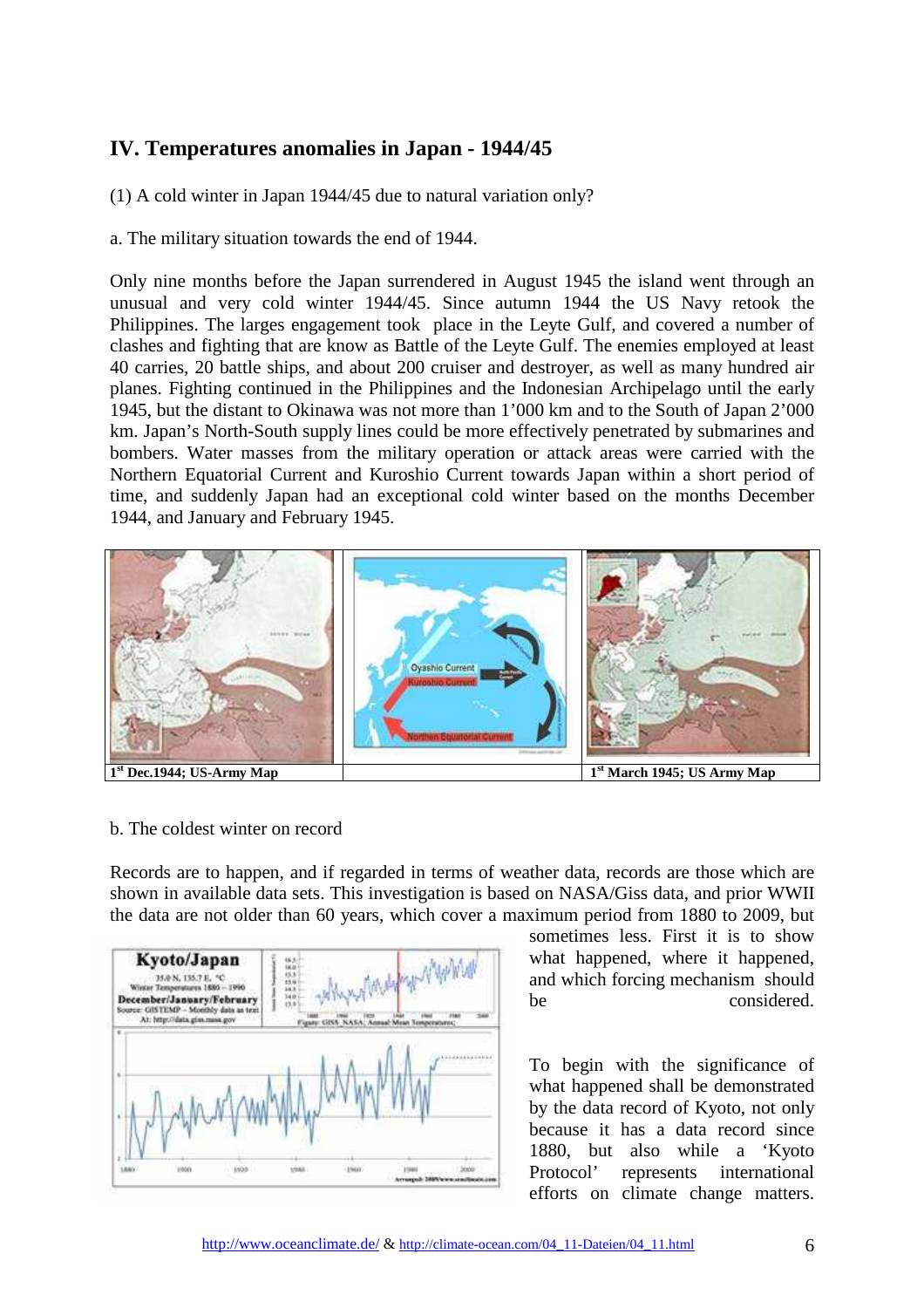## IV. Temperatures anomalies in Japan - 1944/45

(1) A cold winter in Japan 1944/45 due to natural variation only?

a. The military situation towards the end of 1944.

Only nine months before the Japan surrendered in August 1945 the island went through an unusual and very cold winter 1944/45. Since autumn 1944 the US Navy retook the Philippines. The larges engagement took place in the Leyte Gulf, and covered a number of clashes and fighting that are know as Battle of the Leyte Gulf. The enemies employed at least 40 carries, 20 battle ships, and about 200 cruiser and destroyer, as well as many hundred air planes. Fighting continued in the Philippines and the Indonesian Archipelago until the early 1945, but the distant to Okinawa was not more than 1'000 km and to the South of Japan 2'000 km. Japan's North-South supply lines could be more effectively penetrated by submarines and bombers. Water masses from the military operation or attack areas were carried with the Northern Equatorial Current and Kuroshio Current towards Japan within a short period of time, and suddenly Japan had an exceptional cold winter based on the months December 1944, and January and February 1945.

| 1st Dec.1944; US-Army Map | | 1st March 1945; US Army Map |
|---|---|---|

b. The coldest winter on record

Records are to happen, and if regarded in terms of weather data, records are those which are shown in available data sets. This investigation is based on NASA/Giss data, and prior WWII the data are not older than 60 years, which cover a maximum period from 1880 to 2009, but sometimes less. First it is to show what happened, where it happened, and which forcing mechanism should be considered.

To begin with the significance of what happened shall be demonstrated by the data record of Kyoto, not only because it has a data record since 1880, but also while a 'Kyoto Protocol' represents international efforts on climate change matters.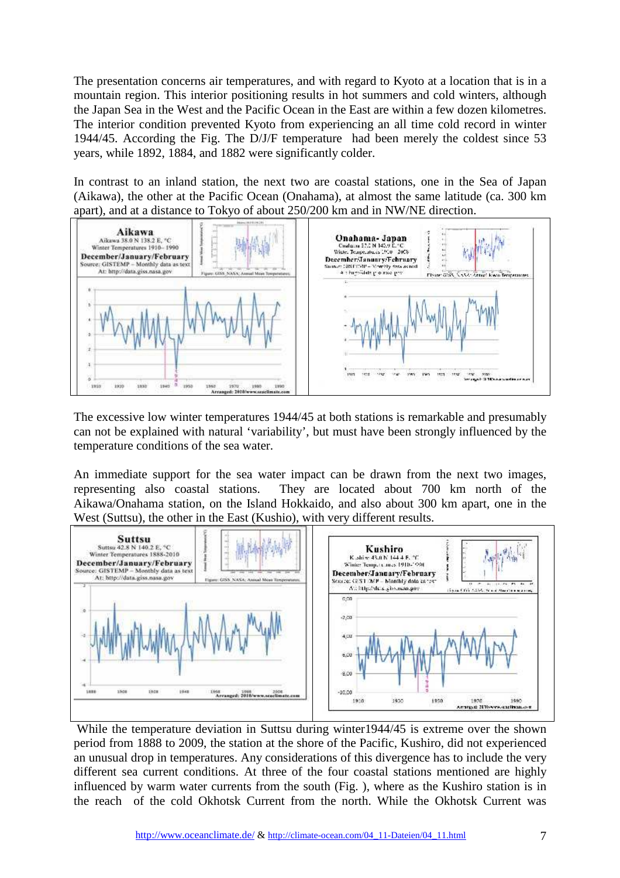The presentation concerns air temperatures, and with regard to Kyoto at a location that is in a mountain region. This interior positioning results in hot summers and cold winters, although the Japan Sea in the West and the Pacific Ocean in the East are within a few dozen kilometres. The interior condition prevented Kyoto from experiencing an all time cold record in winter 1944/45. According the Fig. The D/J/F temperature had been merely the coldest since 53 years, while 1892, 1884, and 1882 were significantly colder.

In contrast to an inland station, the next two are coastal stations, one in the Sea of Japan (Aikawa), the other at the Pacific Ocean (Onahama), at almost the same latitude (ca. 300 km apart), and at a distance to Tokyo of about 250/200 km and in NW/NE direction.

The excessive low winter temperatures 1944/45 at both stations is remarkable and presumably can not be explained with natural 'variability', but must have been strongly influenced by the temperature conditions of the sea water.

An immediate support for the sea water impact can be drawn from the next two images, representing also coastal stations. They are located about 700 km north of the Aikawa/Onahama station, on the Island Hokkaido, and also about 300 km apart, one in the West (Suttsu), the other in the East (Kushio), with very different results.

While the temperature deviation in Suttsu during winter1944/45 is extreme over the shown period from 1888 to 2009, the station at the shore of the Pacific, Kushiro, did not experienced an unusual drop in temperatures. Any considerations of this divergence has to include the very different sea current conditions. At three of the four coastal stations mentioned are highly influenced by warm water currents from the south (Fig. ), where as the Kushiro station is in the reach of the cold Okhotsk Current from the north. While the Okhotsk Current was

http://www.oceanclimate.de/ & http://climate-ocean.com/04_11-Dateien/04_11.html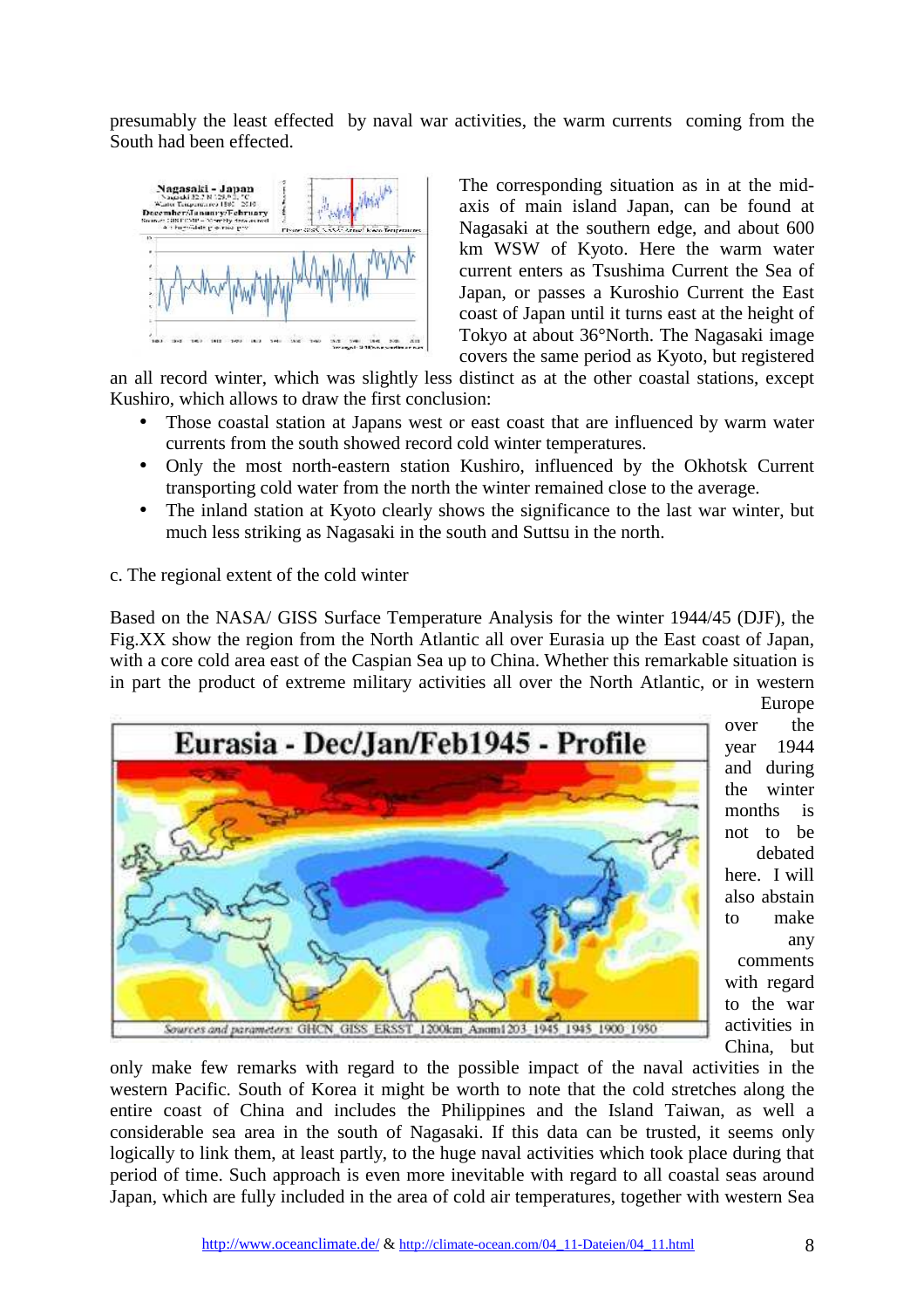presumably the least effected by naval war activities, the warm currents coming from the South had been effected.

The corresponding situation as in at the mid-axis of main island Japan, can be found at Nagasaki at the southern edge, and about 600 km WSW of Kyoto. Here the warm water current enters as Tsushima Current the Sea of Japan, or passes a Kuroshio Current the East coast of Japan until it turns east at the height of Tokyo at about 36°North. The Nagasaki image covers the same period as Kyoto, but registered an all record winter, which was slightly less distinct as at the other coastal stations, except Kushiro, which allows to draw the first conclusion:

- Those coastal station at Japans west or east coast that are influenced by warm water currents from the south showed record cold winter temperatures.
- Only the most north-eastern station Kushiro, influenced by the Okhotsk Current transporting cold water from the north the winter remained close to the average.
- The inland station at Kyoto clearly shows the significance to the last war winter, but much less striking as Nagasaki in the south and Suttsu in the north.

c. The regional extent of the cold winter

Based on the NASA/ GISS Surface Temperature Analysis for the winter 1944/45 (DJF), the Fig.XX show the region from the North Atlantic all over Eurasia up the East coast of Japan, with a core cold area east of the Caspian Sea up to China. Whether this remarkable situation is in part the product of extreme military activities all over the North Atlantic, or in western Europe over the year 1944 and during the winter months is not to be debated here. I will also abstain to make any comments with regard to the war activities in China, but only make few remarks with regard to the possible impact of the naval activities in the western Pacific. South of Korea it might be worth to note that the cold stretches along the entire coast of China and includes the Philippines and the Island Taiwan, as well a considerable sea area in the south of Nagasaki. If this data can be trusted, it seems only logically to link them, at least partly, to the huge naval activities which took place during that period of time. Such approach is even more inevitable with regard to all coastal seas around Japan, which are fully included in the area of cold air temperatures, together with western Sea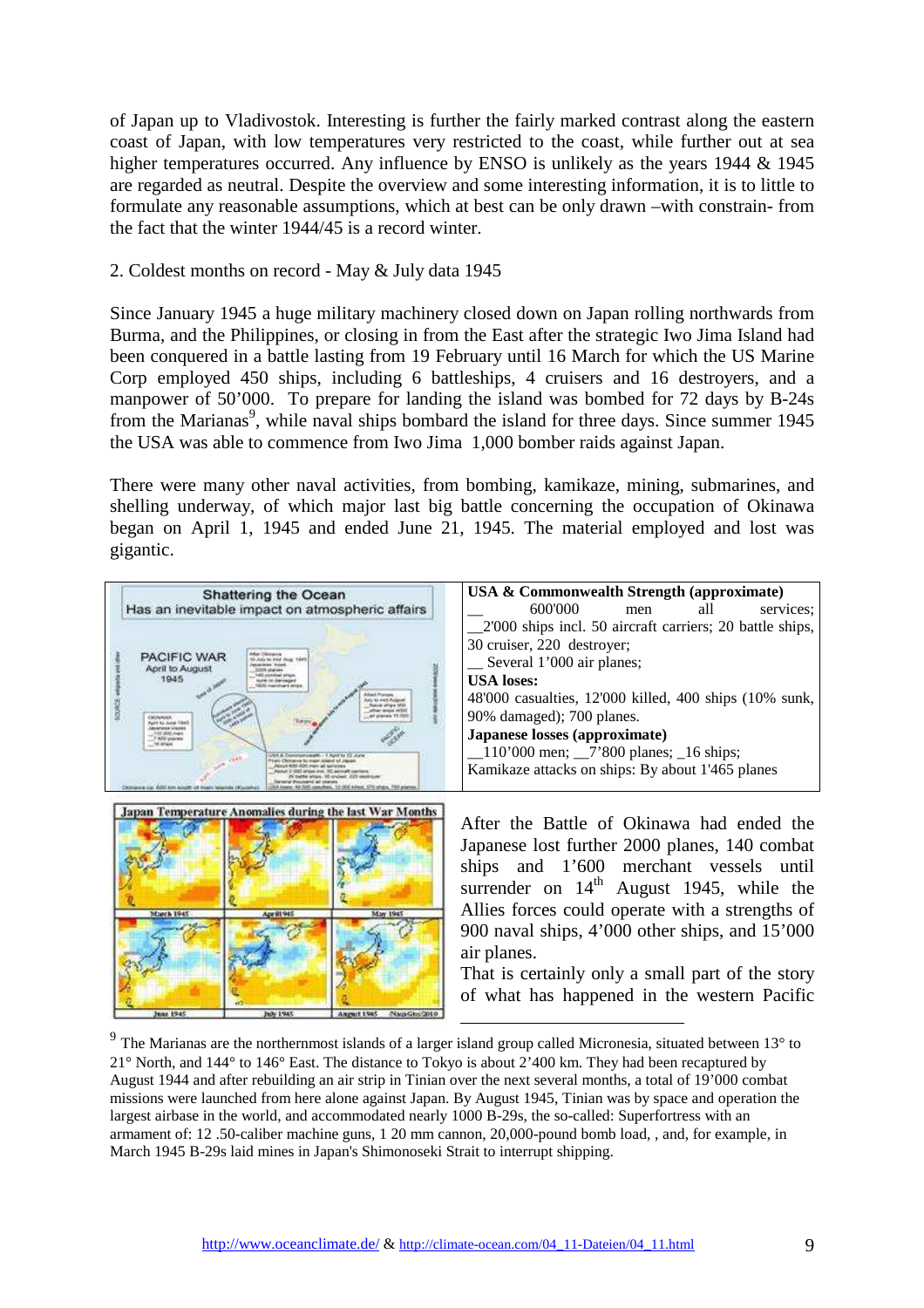of Japan up to Vladivostok. Interesting is further the fairly marked contrast along the eastern coast of Japan, with low temperatures very restricted to the coast, while further out at sea higher temperatures occurred. Any influence by ENSO is unlikely as the years 1944 & 1945 are regarded as neutral. Despite the overview and some interesting information, it is to little to formulate any reasonable assumptions, which at best can be only drawn –with constrain- from the fact that the winter 1944/45 is a record winter.

2. Coldest months on record - May & July data 1945

Since January 1945 a huge military machinery closed down on Japan rolling northwards from Burma, and the Philippines, or closing in from the East after the strategic Iwo Jima Island had been conquered in a battle lasting from 19 February until 16 March for which the US Marine Corp employed 450 ships, including 6 battleships, 4 cruisers and 16 destroyers, and a manpower of 50'000. To prepare for landing the island was bombed for 72 days by B-24s from the Marianas[9], while naval ships bombard the island for three days. Since summer 1945 the USA was able to commence from Iwo Jima 1,000 bomber raids against Japan.

There were many other naval activities, from bombing, kamikaze, mining, submarines, and shelling underway, of which major last big battle concerning the occupation of Okinawa began on April 1, 1945 and ended June 21, 1945. The material employed and lost was gigantic.

**USA & Commonwealth Strength (approximate)**
- 600'000 men all services;
- 2'000 ships incl. 50 aircraft carriers; 20 battle ships, 30 cruiser, 220 destroyer;
- Several 1'000 air planes;

**USA loses:**
48'000 casualties, 12'000 killed, 400 ships (10% sunk, 90% damaged); 700 planes.

**Japanese losses (approximate)**
- 110'000 men; 7'800 planes; 16 ships;

Kamikaze attacks on ships: By about 1'465 planes

After the Battle of Okinawa had ended the Japanese lost further 2000 planes, 140 combat ships and 1'600 merchant vessels until surrender on 14th August 1945, while the Allies forces could operate with a strengths of 900 naval ships, 4'000 other ships, and 15'000 air planes.

That is certainly only a small part of the story of what has happened in the western Pacific

[9] The Marianas are the northernmost islands of a larger island group called Micronesia, situated between 13° to 21° North, and 144° to 146° East. The distance to Tokyo is about 2'400 km. They had been recaptured by August 1944 and after rebuilding an air strip in Tinian over the next several months, a total of 19'000 combat missions were launched from here alone against Japan. By August 1945, Tinian was by space and operation the largest airbase in the world, and accommodated nearly 1000 B-29s, the so-called: Superfortress with an armament of: 12 .50-caliber machine guns, 1 20 mm cannon, 20,000-pound bomb load, , and, for example, in March 1945 B-29s laid mines in Japan's Shimonoseki Strait to interrupt shipping.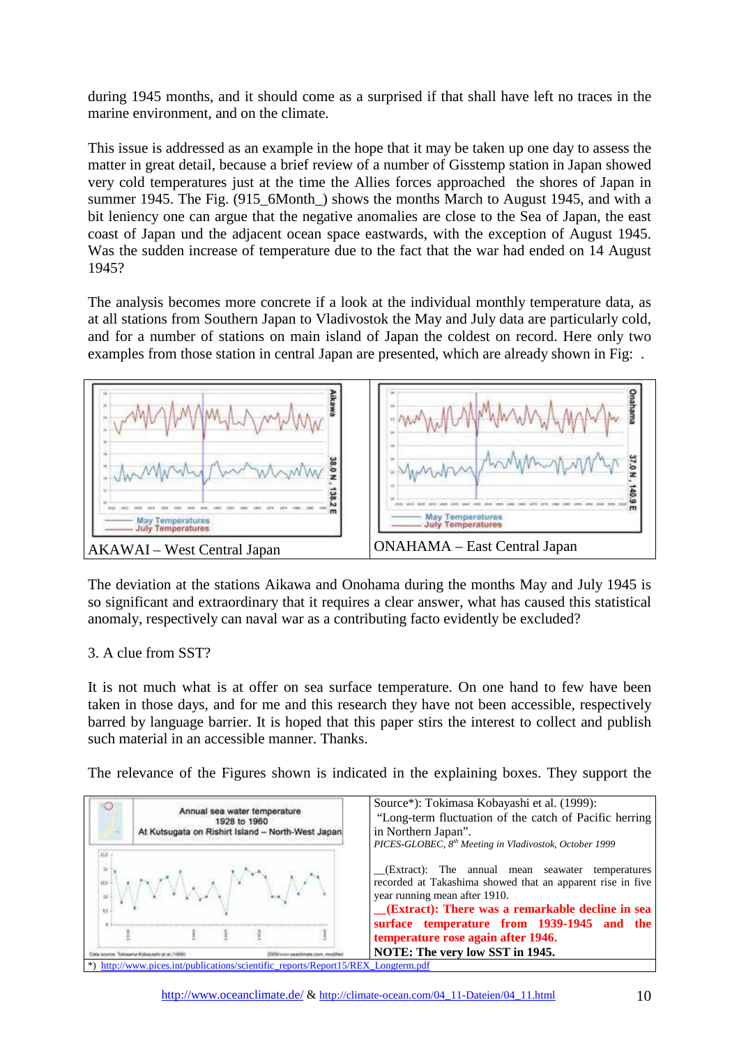during 1945 months, and it should come as a surprised if that shall have left no traces in the marine environment, and on the climate.

This issue is addressed as an example in the hope that it may be taken up one day to assess the matter in great detail, because a brief review of a number of Gisstemp station in Japan showed very cold temperatures just at the time the Allies forces approached the shores of Japan in summer 1945. The Fig. (915_6Month_) shows the months March to August 1945, and with a bit leniency one can argue that the negative anomalies are close to the Sea of Japan, the east coast of Japan und the adjacent ocean space eastwards, with the exception of August 1945. Was the sudden increase of temperature due to the fact that the war had ended on 14 August 1945?

The analysis becomes more concrete if a look at the individual monthly temperature data, as at all stations from Southern Japan to Vladivostok the May and July data are particularly cold, and for a number of stations on main island of Japan the coldest on record. Here only two examples from those station in central Japan are presented, which are already shown in Fig: .

| AKAWAI – West Central Japan | ONAHAMA – East Central Japan |
|---|---|

The deviation at the stations Aikawa and Onohama during the months May and July 1945 is so significant and extraordinary that it requires a clear answer, what has caused this statistical anomaly, respectively can naval war as a contributing facto evidently be excluded?

3. A clue from SST?

It is not much what is at offer on sea surface temperature. On one hand to few have been taken in those days, and for me and this research they have not been accessible, respectively barred by language barrier. It is hoped that this paper stirs the interest to collect and publish such material in an accessible manner. Thanks.

The relevance of the Figures shown is indicated in the explaining boxes. They support the

| Annual sea water temperature 1928 to 1960 At Kutsugata on Rishirt Island – North-West Japan | Source*): Tokimasa Kobayashi et al. (1999): "Long-term fluctuation of the catch of Pacific herring in Northern Japan". *PICES-GLOBEC, 8th Meeting in Vladivostok, October 1999* <br><br> __(Extract): The annual mean seawater temperatures recorded at Takashima showed that an apparent rise in five year running mean after 1910. <br> **__(Extract): There was a remarkable decline in sea surface temperature from 1939-1945 and the temperature rose again after 1946.** <br> **NOTE: The very low SST in 1945.** |
|---|---|

*) http://www.pices.int/publications/scientific_reports/Report15/REX_Longterm.pdf

http://www.oceanclimate.de/ & http://climate-ocean.com/04_11-Dateien/04_11.html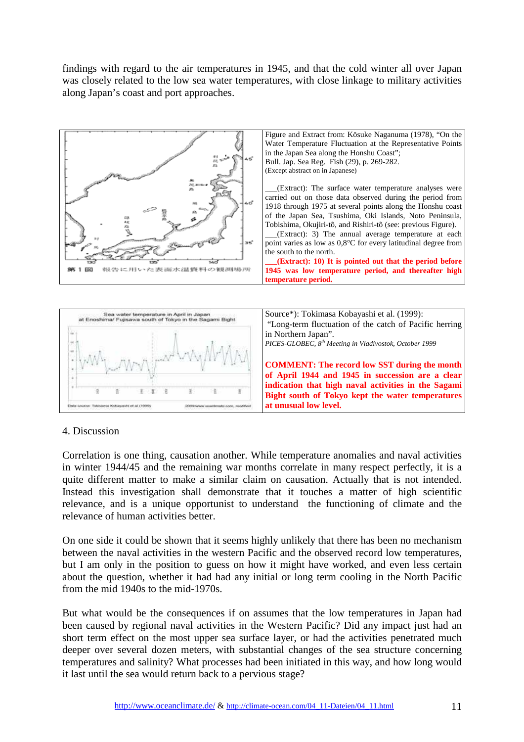findings with regard to the air temperatures in 1945, and that the cold winter all over Japan was closely related to the low sea water temperatures, with close linkage to military activities along Japan's coast and port approaches.

Figure and Extract from: Kōsuke Naganuma (1978), "On the Water Temperature Fluctuation at the Representative Points in the Japan Sea along the Honshu Coast";
Bull. Jap. Sea Reg. Fish (29), p. 269-282.
(Except abstract on in Japanese)

___(Extract): The surface water temperature analyses were carried out on those data observed during the period from 1918 through 1975 at several points along the Honshu coast of the Japan Sea, Tsushima, Oki Islands, Noto Peninsula, Tobishima, Okujiri-tō, and Rishiri-tō (see: previous Figure).
___(Extract): 3) The annual average temperature at each point varies as low as 0,8°C for every latitudinal degree from the south to the north.
**___(Extract): 10) It is pointed out that the period before 1945 was low temperature period, and thereafter high temperature period.**

Source*): Tokimasa Kobayashi et al. (1999):
"Long-term fluctuation of the catch of Pacific herring in Northern Japan".
*PICES-GLOBEC, 8th Meeting in Vladivostok, October 1999*

**COMMENT: The record low SST during the month of April 1944 and 1945 in succession are a clear indication that high naval activities in the Sagami Bight south of Tokyo kept the water temperatures at unusual low level.**

4. Discussion

Correlation is one thing, causation another. While temperature anomalies and naval activities in winter 1944/45 and the remaining war months correlate in many respect perfectly, it is a quite different matter to make a similar claim on causation. Actually that is not intended. Instead this investigation shall demonstrate that it touches a matter of high scientific relevance, and is a unique opportunist to understand the functioning of climate and the relevance of human activities better.

On one side it could be shown that it seems highly unlikely that there has been no mechanism between the naval activities in the western Pacific and the observed record low temperatures, but I am only in the position to guess on how it might have worked, and even less certain about the question, whether it had had any initial or long term cooling in the North Pacific from the mid 1940s to the mid-1970s.

But what would be the consequences if on assumes that the low temperatures in Japan had been caused by regional naval activities in the Western Pacific? Did any impact just had an short term effect on the most upper sea surface layer, or had the activities penetrated much deeper over several dozen meters, with substantial changes of the sea structure concerning temperatures and salinity? What processes had been initiated in this way, and how long would it last until the sea would return back to a pervious stage?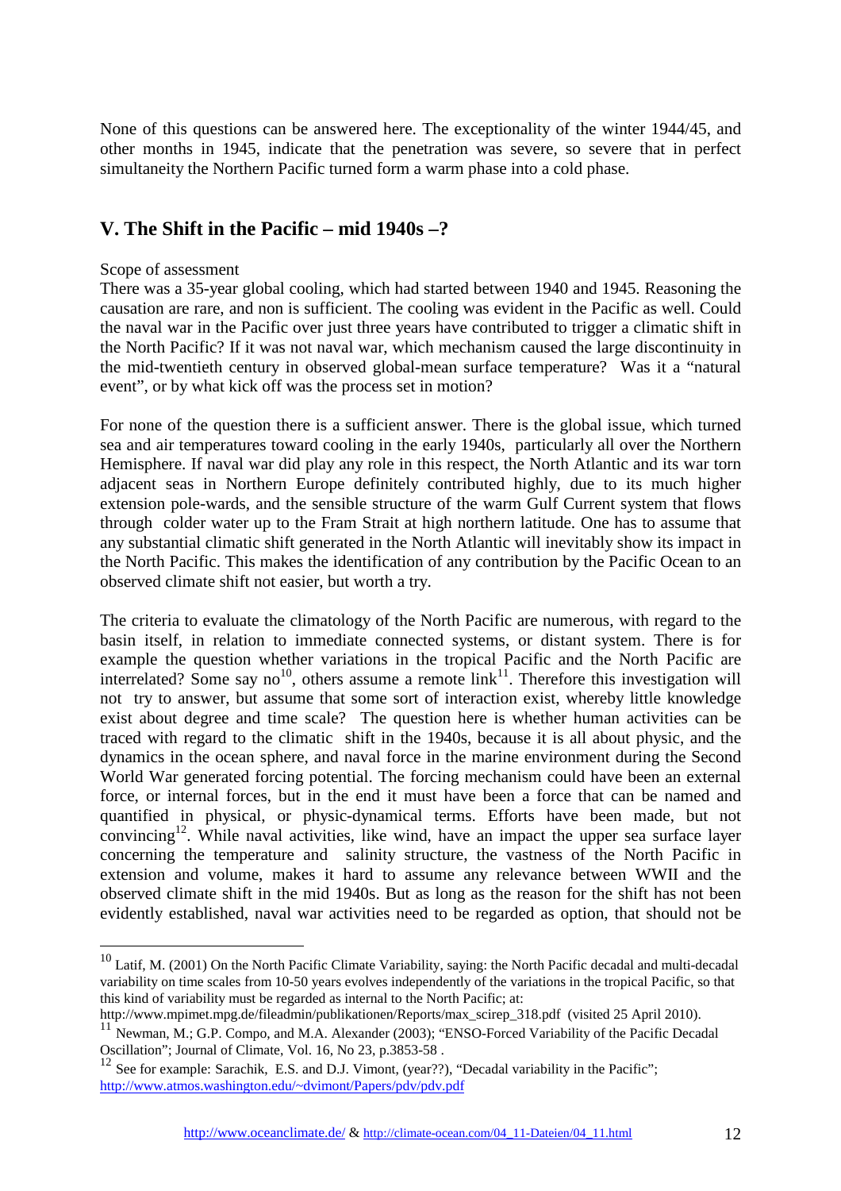None of this questions can be answered here. The exceptionality of the winter 1944/45, and other months in 1945, indicate that the penetration was severe, so severe that in perfect simultaneity the Northern Pacific turned form a warm phase into a cold phase.

## V. The Shift in the Pacific – mid 1940s –?

Scope of assessment

There was a 35-year global cooling, which had started between 1940 and 1945. Reasoning the causation are rare, and non is sufficient. The cooling was evident in the Pacific as well. Could the naval war in the Pacific over just three years have contributed to trigger a climatic shift in the North Pacific? If it was not naval war, which mechanism caused the large discontinuity in the mid-twentieth century in observed global-mean surface temperature? Was it a "natural event", or by what kick off was the process set in motion?

For none of the question there is a sufficient answer. There is the global issue, which turned sea and air temperatures toward cooling in the early 1940s, particularly all over the Northern Hemisphere. If naval war did play any role in this respect, the North Atlantic and its war torn adjacent seas in Northern Europe definitely contributed highly, due to its much higher extension pole-wards, and the sensible structure of the warm Gulf Current system that flows through colder water up to the Fram Strait at high northern latitude. One has to assume that any substantial climatic shift generated in the North Atlantic will inevitably show its impact in the North Pacific. This makes the identification of any contribution by the Pacific Ocean to an observed climate shift not easier, but worth a try.

The criteria to evaluate the climatology of the North Pacific are numerous, with regard to the basin itself, in relation to immediate connected systems, or distant system. There is for example the question whether variations in the tropical Pacific and the North Pacific are interrelated? Some say no[10], others assume a remote link[11]. Therefore this investigation will not try to answer, but assume that some sort of interaction exist, whereby little knowledge exist about degree and time scale? The question here is whether human activities can be traced with regard to the climatic shift in the 1940s, because it is all about physic, and the dynamics in the ocean sphere, and naval force in the marine environment during the Second World War generated forcing potential. The forcing mechanism could have been an external force, or internal forces, but in the end it must have been a force that can be named and quantified in physical, or physic-dynamical terms. Efforts have been made, but not convincing[12]. While naval activities, like wind, have an impact the upper sea surface layer concerning the temperature and salinity structure, the vastness of the North Pacific in extension and volume, makes it hard to assume any relevance between WWII and the observed climate shift in the mid 1940s. But as long as the reason for the shift has not been evidently established, naval war activities need to be regarded as option, that should not be

---

[10] Latif, M. (2001) On the North Pacific Climate Variability, saying: the North Pacific decadal and multi-decadal variability on time scales from 10-50 years evolves independently of the variations in the tropical Pacific, so that this kind of variability must be regarded as internal to the North Pacific; at: http://www.mpimet.mpg.de/fileadmin/publikationen/Reports/max_scirep_318.pdf (visited 25 April 2010).

[11] Newman, M.; G.P. Compo, and M.A. Alexander (2003); "ENSO-Forced Variability of the Pacific Decadal Oscillation"; Journal of Climate, Vol. 16, No 23, p.3853-58 .

[12] See for example: Sarachik, E.S. and D.J. Vimont, (year??), "Decadal variability in the Pacific"; http://www.atmos.washington.edu/~dvimont/Papers/pdv/pdv.pdf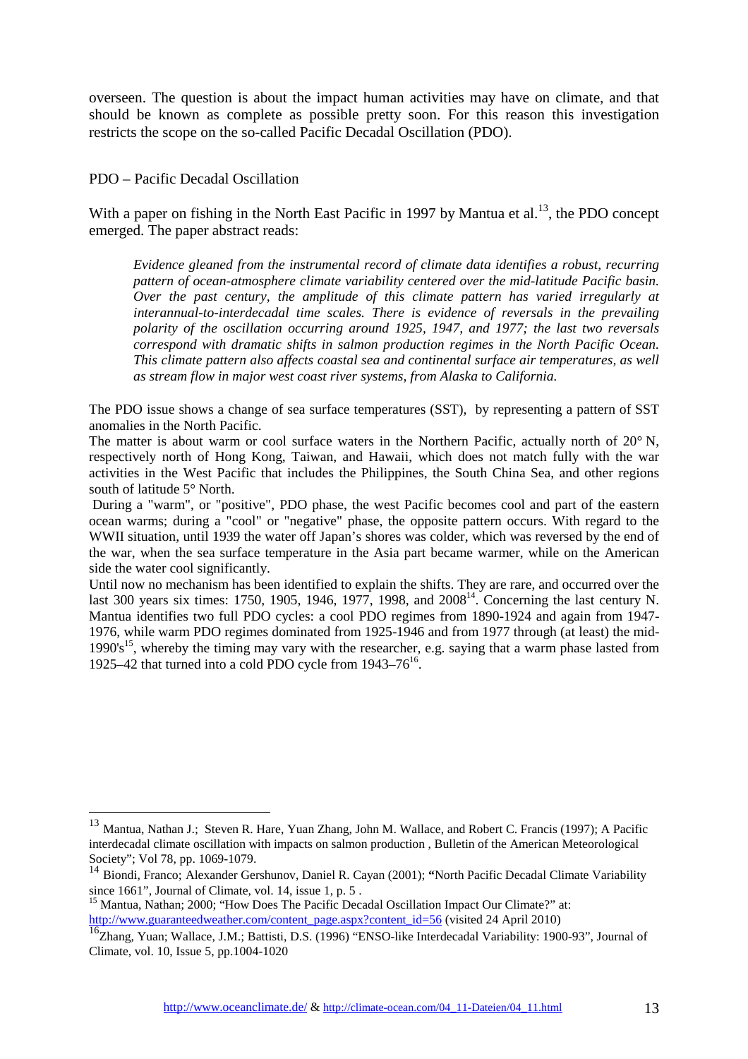overseen. The question is about the impact human activities may have on climate, and that should be known as complete as possible pretty soon. For this reason this investigation restricts the scope on the so-called Pacific Decadal Oscillation (PDO).

## PDO – Pacific Decadal Oscillation

With a paper on fishing in the North East Pacific in 1997 by Mantua et al.[13], the PDO concept emerged. The paper abstract reads:

> *Evidence gleaned from the instrumental record of climate data identifies a robust, recurring pattern of ocean-atmosphere climate variability centered over the mid-latitude Pacific basin. Over the past century, the amplitude of this climate pattern has varied irregularly at interannual-to-interdecadal time scales. There is evidence of reversals in the prevailing polarity of the oscillation occurring around 1925, 1947, and 1977; the last two reversals correspond with dramatic shifts in salmon production regimes in the North Pacific Ocean. This climate pattern also affects coastal sea and continental surface air temperatures, as well as stream flow in major west coast river systems, from Alaska to California.*

The PDO issue shows a change of sea surface temperatures (SST), by representing a pattern of SST anomalies in the North Pacific.

The matter is about warm or cool surface waters in the Northern Pacific, actually north of 20° N, respectively north of Hong Kong, Taiwan, and Hawaii, which does not match fully with the war activities in the West Pacific that includes the Philippines, the South China Sea, and other regions south of latitude 5° North.

During a "warm", or "positive", PDO phase, the west Pacific becomes cool and part of the eastern ocean warms; during a "cool" or "negative" phase, the opposite pattern occurs. With regard to the WWII situation, until 1939 the water off Japan's shores was colder, which was reversed by the end of the war, when the sea surface temperature in the Asia part became warmer, while on the American side the water cool significantly.

Until now no mechanism has been identified to explain the shifts. They are rare, and occurred over the last 300 years six times: 1750, 1905, 1946, 1977, 1998, and 2008[14]. Concerning the last century N. Mantua identifies two full PDO cycles: a cool PDO regimes from 1890-1924 and again from 1947-1976, while warm PDO regimes dominated from 1925-1946 and from 1977 through (at least) the mid-1990's[15], whereby the timing may vary with the researcher, e.g. saying that a warm phase lasted from 1925–42 that turned into a cold PDO cycle from 1943–76[16].

---

[13] Mantua, Nathan J.; Steven R. Hare, Yuan Zhang, John M. Wallace, and Robert C. Francis (1997); A Pacific interdecadal climate oscillation with impacts on salmon production , Bulletin of the American Meteorological Society"; Vol 78, pp. 1069-1079.

[14] Biondi, Franco; Alexander Gershunov, Daniel R. Cayan (2001); **"**North Pacific Decadal Climate Variability since 1661", Journal of Climate, vol. 14, issue 1, p. 5 .

[15] Mantua, Nathan; 2000; "How Does The Pacific Decadal Oscillation Impact Our Climate?" at: http://www.guaranteedweather.com/content_page.aspx?content_id=56 (visited 24 April 2010)

[16] Zhang, Yuan; Wallace, J.M.; Battisti, D.S. (1996) "ENSO-like Interdecadal Variability: 1900-93", Journal of Climate, vol. 10, Issue 5, pp.1004-1020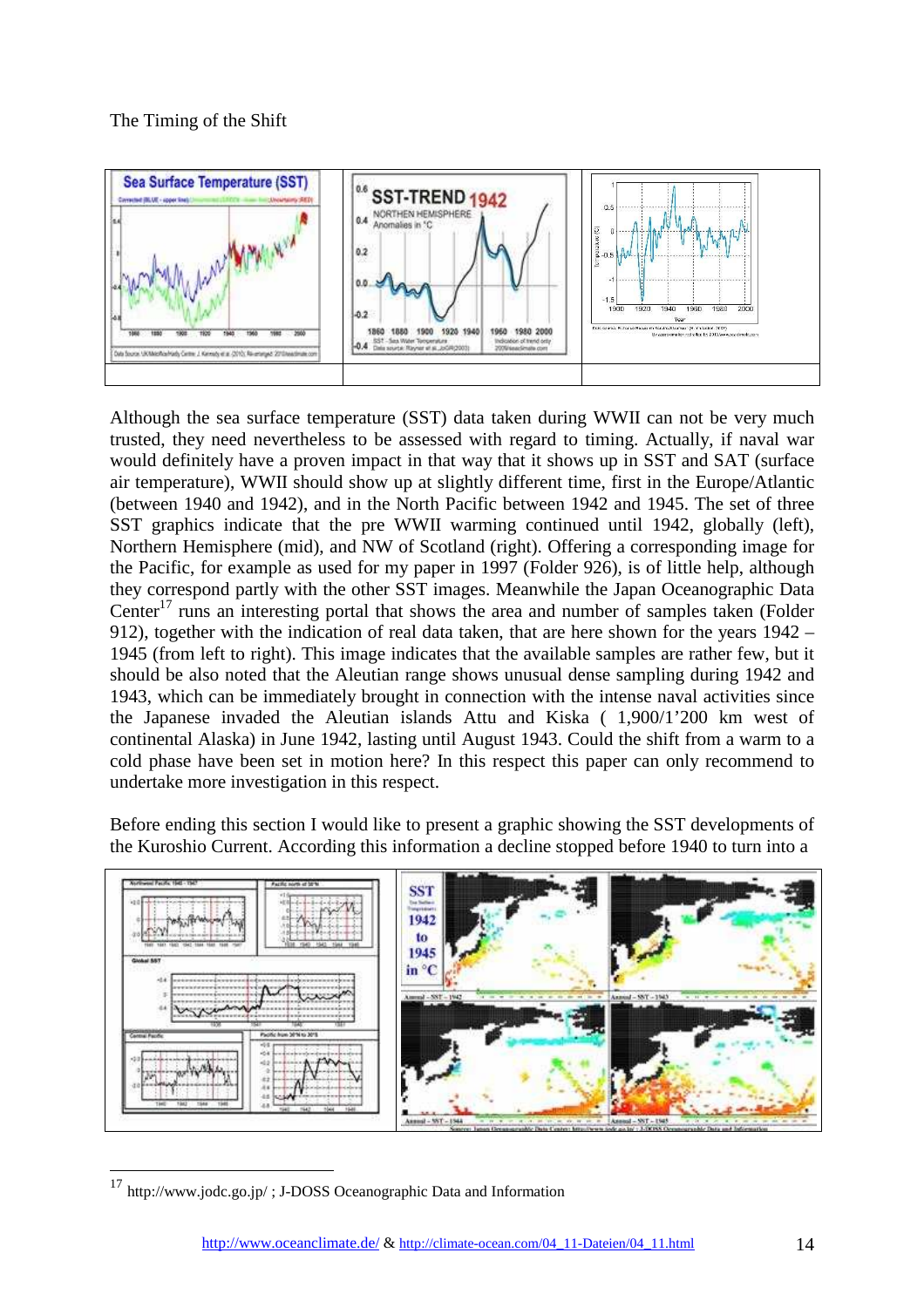The Timing of the Shift

Although the sea surface temperature (SST) data taken during WWII can not be very much trusted, they need nevertheless to be assessed with regard to timing. Actually, if naval war would definitely have a proven impact in that way that it shows up in SST and SAT (surface air temperature), WWII should show up at slightly different time, first in the Europe/Atlantic (between 1940 and 1942), and in the North Pacific between 1942 and 1945. The set of three SST graphics indicate that the pre WWII warming continued until 1942, globally (left), Northern Hemisphere (mid), and NW of Scotland (right). Offering a corresponding image for the Pacific, for example as used for my paper in 1997 (Folder 926), is of little help, although they correspond partly with the other SST images. Meanwhile the Japan Oceanographic Data Center[17] runs an interesting portal that shows the area and number of samples taken (Folder 912), together with the indication of real data taken, that are here shown for the years 1942 – 1945 (from left to right). This image indicates that the available samples are rather few, but it should be also noted that the Aleutian range shows unusual dense sampling during 1942 and 1943, which can be immediately brought in connection with the intense naval activities since the Japanese invaded the Aleutian islands Attu and Kiska ( 1,900/1'200 km west of continental Alaska) in June 1942, lasting until August 1943. Could the shift from a warm to a cold phase have been set in motion here? In this respect this paper can only recommend to undertake more investigation in this respect.

Before ending this section I would like to present a graphic showing the SST developments of the Kuroshio Current. According this information a decline stopped before 1940 to turn into a

[17] http://www.jodc.go.jp/ ; J-DOSS Oceanographic Data and Information

http://www.oceanclimate.de/ & http://climate-ocean.com/04_11-Dateien/04_11.html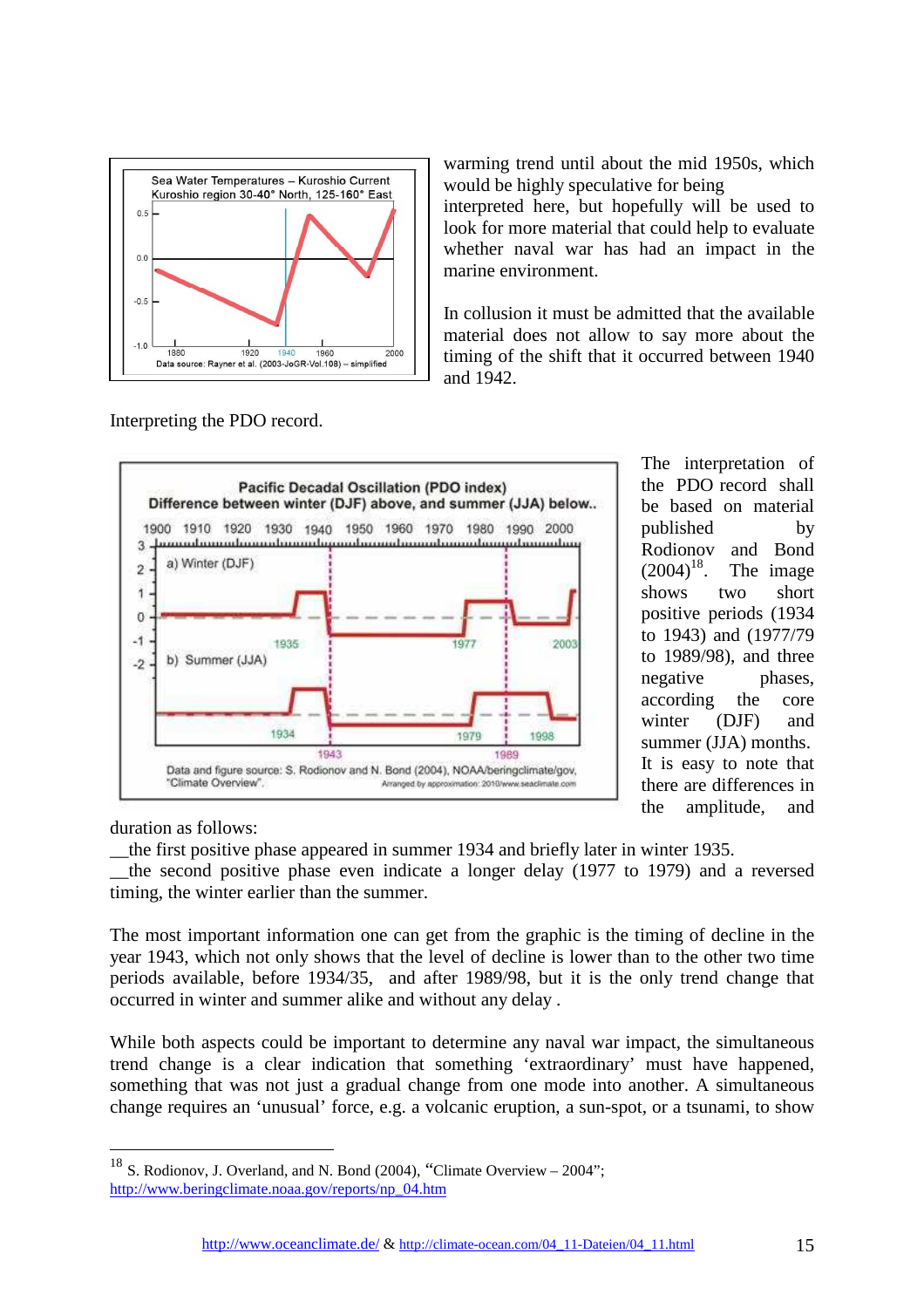warming trend until about the mid 1950s, which would be highly speculative for being interpreted here, but hopefully will be used to look for more material that could help to evaluate whether naval war has had an impact in the marine environment.

In collusion it must be admitted that the available material does not allow to say more about the timing of the shift that it occurred between 1940 and 1942.

Interpreting the PDO record.

The interpretation of the PDO record shall be based on material published by Rodionov and Bond (2004)[18]. The image shows two short positive periods (1934 to 1943) and (1977/79 to 1989/98), and three negative phases, according the core winter (DJF) and summer (JJA) months. It is easy to note that there are differences in the amplitude, and duration as follows:

__the first positive phase appeared in summer 1934 and briefly later in winter 1935.
__the second positive phase even indicate a longer delay (1977 to 1979) and a reversed timing, the winter earlier than the summer.

The most important information one can get from the graphic is the timing of decline in the year 1943, which not only shows that the level of decline is lower than to the other two time periods available, before 1934/35, and after 1989/98, but it is the only trend change that occurred in winter and summer alike and without any delay .

While both aspects could be important to determine any naval war impact, the simultaneous trend change is a clear indication that something 'extraordinary' must have happened, something that was not just a gradual change from one mode into another. A simultaneous change requires an 'unusual' force, e.g. a volcanic eruption, a sun-spot, or a tsunami, to show

---

[18] S. Rodionov, J. Overland, and N. Bond (2004), "Climate Overview – 2004"; http://www.beringclimate.noaa.gov/reports/np_04.htm

http://www.oceanclimate.de/ & http://climate-ocean.com/04_11-Dateien/04_11.html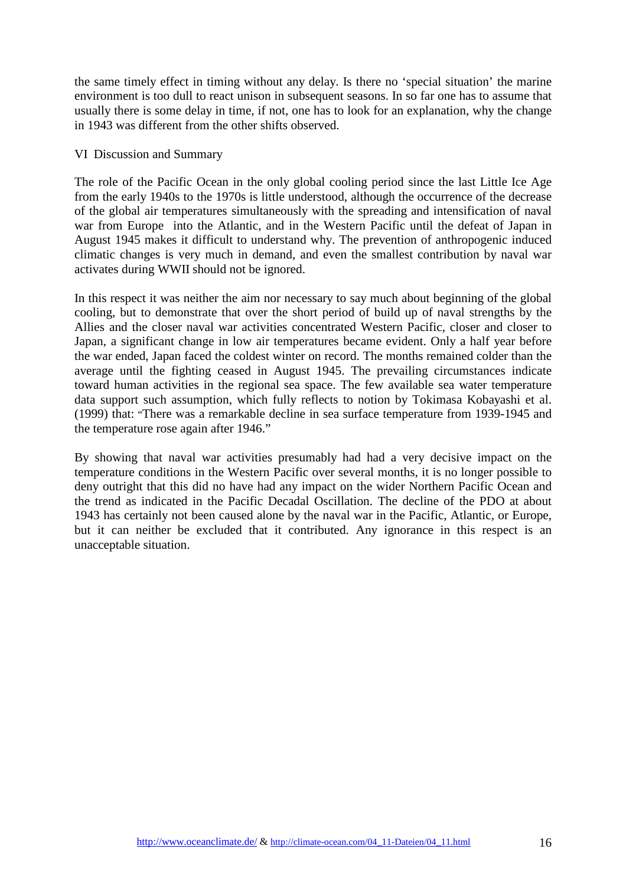the same timely effect in timing without any delay. Is there no 'special situation' the marine environment is too dull to react unison in subsequent seasons. In so far one has to assume that usually there is some delay in time, if not, one has to look for an explanation, why the change in 1943 was different from the other shifts observed.

## VI Discussion and Summary

The role of the Pacific Ocean in the only global cooling period since the last Little Ice Age from the early 1940s to the 1970s is little understood, although the occurrence of the decrease of the global air temperatures simultaneously with the spreading and intensification of naval war from Europe into the Atlantic, and in the Western Pacific until the defeat of Japan in August 1945 makes it difficult to understand why. The prevention of anthropogenic induced climatic changes is very much in demand, and even the smallest contribution by naval war activates during WWII should not be ignored.

In this respect it was neither the aim nor necessary to say much about beginning of the global cooling, but to demonstrate that over the short period of build up of naval strengths by the Allies and the closer naval war activities concentrated Western Pacific, closer and closer to Japan, a significant change in low air temperatures became evident. Only a half year before the war ended, Japan faced the coldest winter on record. The months remained colder than the average until the fighting ceased in August 1945. The prevailing circumstances indicate toward human activities in the regional sea space. The few available sea water temperature data support such assumption, which fully reflects to notion by Tokimasa Kobayashi et al. (1999) that: "There was a remarkable decline in sea surface temperature from 1939-1945 and the temperature rose again after 1946."

By showing that naval war activities presumably had had a very decisive impact on the temperature conditions in the Western Pacific over several months, it is no longer possible to deny outright that this did no have had any impact on the wider Northern Pacific Ocean and the trend as indicated in the Pacific Decadal Oscillation. The decline of the PDO at about 1943 has certainly not been caused alone by the naval war in the Pacific, Atlantic, or Europe, but it can neither be excluded that it contributed. Any ignorance in this respect is an unacceptable situation.